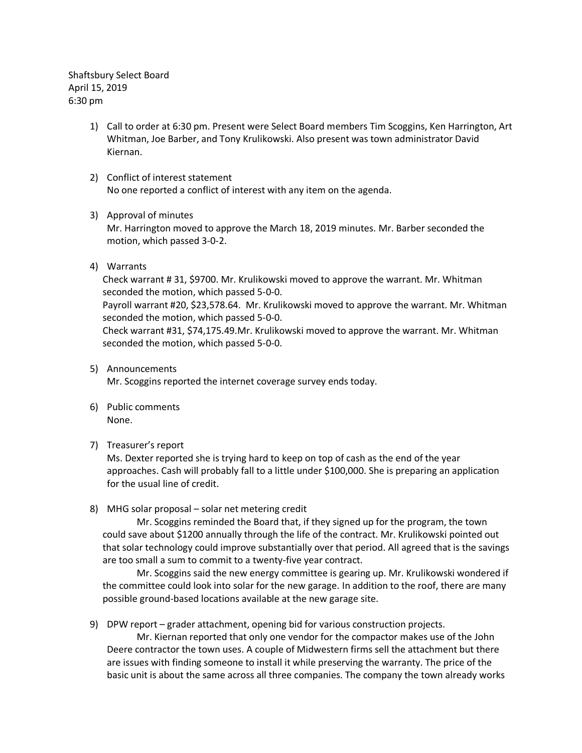Shaftsbury Select Board
April 15, 2019
6:30 pm

1) Call to order at 6:30 pm. Present were Select Board members Tim Scoggins, Ken Harrington, Art Whitman, Joe Barber, and Tony Krulikowski. Also present was town administrator David Kiernan.

2) Conflict of interest statement
   No one reported a conflict of interest with any item on the agenda.

3) Approval of minutes
   Mr. Harrington moved to approve the March 18, 2019 minutes. Mr. Barber seconded the motion, which passed 3-0-2.

4) Warrants
   Check warrant # 31, $9700. Mr. Krulikowski moved to approve the warrant. Mr. Whitman seconded the motion, which passed 5-0-0.
   Payroll warrant #20, $23,578.64. Mr. Krulikowski moved to approve the warrant. Mr. Whitman seconded the motion, which passed 5-0-0.
   Check warrant #31, $74,175.49.Mr. Krulikowski moved to approve the warrant. Mr. Whitman seconded the motion, which passed 5-0-0.

5) Announcements
   Mr. Scoggins reported the internet coverage survey ends today.

6) Public comments
   None.

7) Treasurer's report
   Ms. Dexter reported she is trying hard to keep on top of cash as the end of the year approaches. Cash will probably fall to a little under $100,000. She is preparing an application for the usual line of credit.

8) MHG solar proposal – solar net metering credit
   Mr. Scoggins reminded the Board that, if they signed up for the program, the town could save about $1200 annually through the life of the contract. Mr. Krulikowski pointed out that solar technology could improve substantially over that period. All agreed that is the savings are too small a sum to commit to a twenty-five year contract.
   Mr. Scoggins said the new energy committee is gearing up. Mr. Krulikowski wondered if the committee could look into solar for the new garage. In addition to the roof, there are many possible ground-based locations available at the new garage site.

9) DPW report – grader attachment, opening bid for various construction projects.
   Mr. Kiernan reported that only one vendor for the compactor makes use of the John Deere contractor the town uses. A couple of Midwestern firms sell the attachment but there are issues with finding someone to install it while preserving the warranty. The price of the basic unit is about the same across all three companies. The company the town already works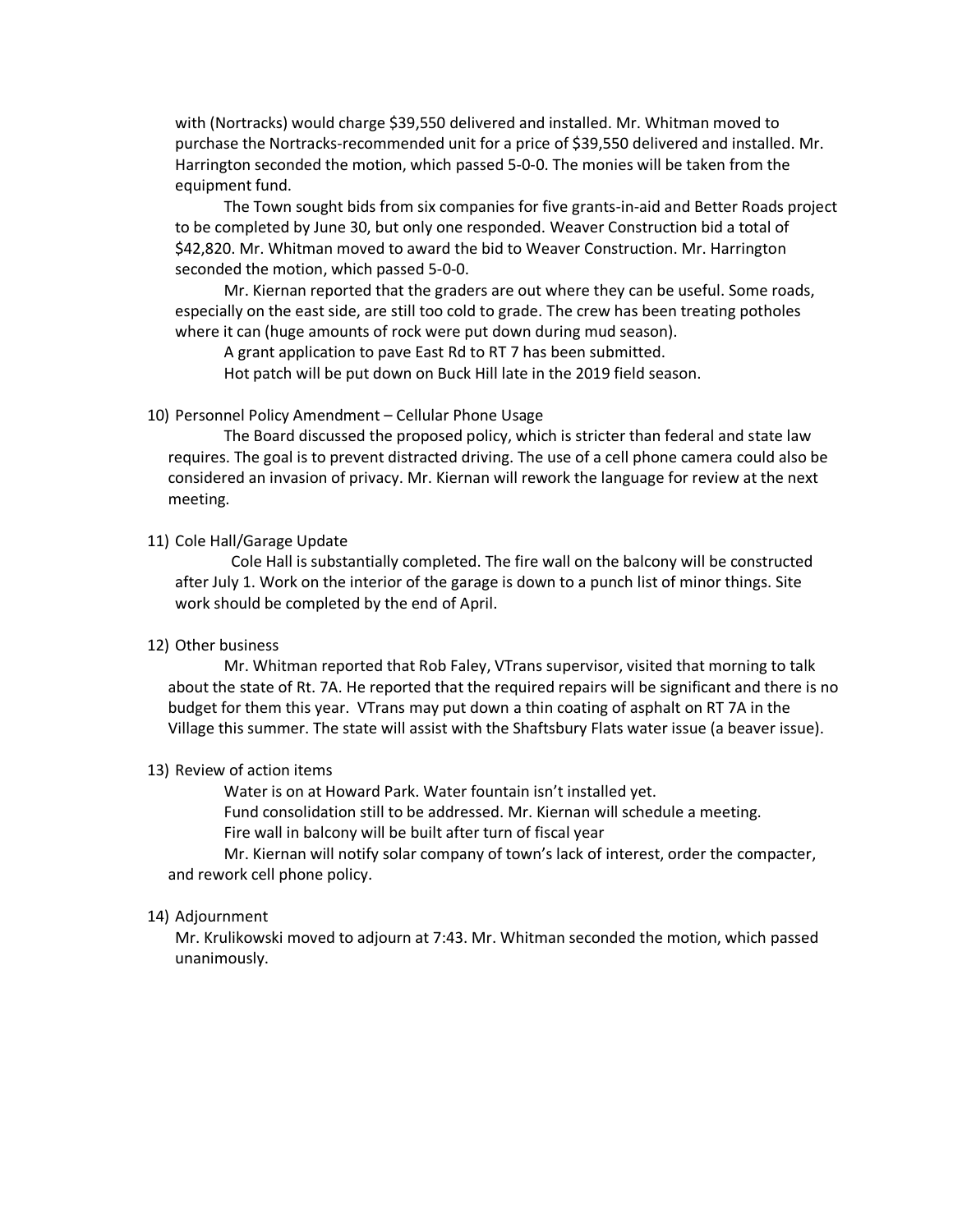with (Nortracks) would charge $39,550 delivered and installed. Mr. Whitman moved to purchase the Nortracks-recommended unit for a price of $39,550 delivered and installed. Mr. Harrington seconded the motion, which passed 5-0-0. The monies will be taken from the equipment fund.

The Town sought bids from six companies for five grants-in-aid and Better Roads project to be completed by June 30, but only one responded. Weaver Construction bid a total of $42,820. Mr. Whitman moved to award the bid to Weaver Construction. Mr. Harrington seconded the motion, which passed 5-0-0.

Mr. Kiernan reported that the graders are out where they can be useful. Some roads, especially on the east side, are still too cold to grade. The crew has been treating potholes where it can (huge amounts of rock were put down during mud season).

A grant application to pave East Rd to RT 7 has been submitted.

Hot patch will be put down on Buck Hill late in the 2019 field season.

10) Personnel Policy Amendment – Cellular Phone Usage

The Board discussed the proposed policy, which is stricter than federal and state law requires. The goal is to prevent distracted driving. The use of a cell phone camera could also be considered an invasion of privacy. Mr. Kiernan will rework the language for review at the next meeting.

11) Cole Hall/Garage Update

Cole Hall is substantially completed. The fire wall on the balcony will be constructed after July 1. Work on the interior of the garage is down to a punch list of minor things. Site work should be completed by the end of April.

12) Other business

Mr. Whitman reported that Rob Faley, VTrans supervisor, visited that morning to talk about the state of Rt. 7A. He reported that the required repairs will be significant and there is no budget for them this year. VTrans may put down a thin coating of asphalt on RT 7A in the Village this summer. The state will assist with the Shaftsbury Flats water issue (a beaver issue).

13) Review of action items

Water is on at Howard Park. Water fountain isn't installed yet.

Fund consolidation still to be addressed. Mr. Kiernan will schedule a meeting.

Fire wall in balcony will be built after turn of fiscal year

Mr. Kiernan will notify solar company of town's lack of interest, order the compacter, and rework cell phone policy.

14) Adjournment

Mr. Krulikowski moved to adjourn at 7:43. Mr. Whitman seconded the motion, which passed unanimously.